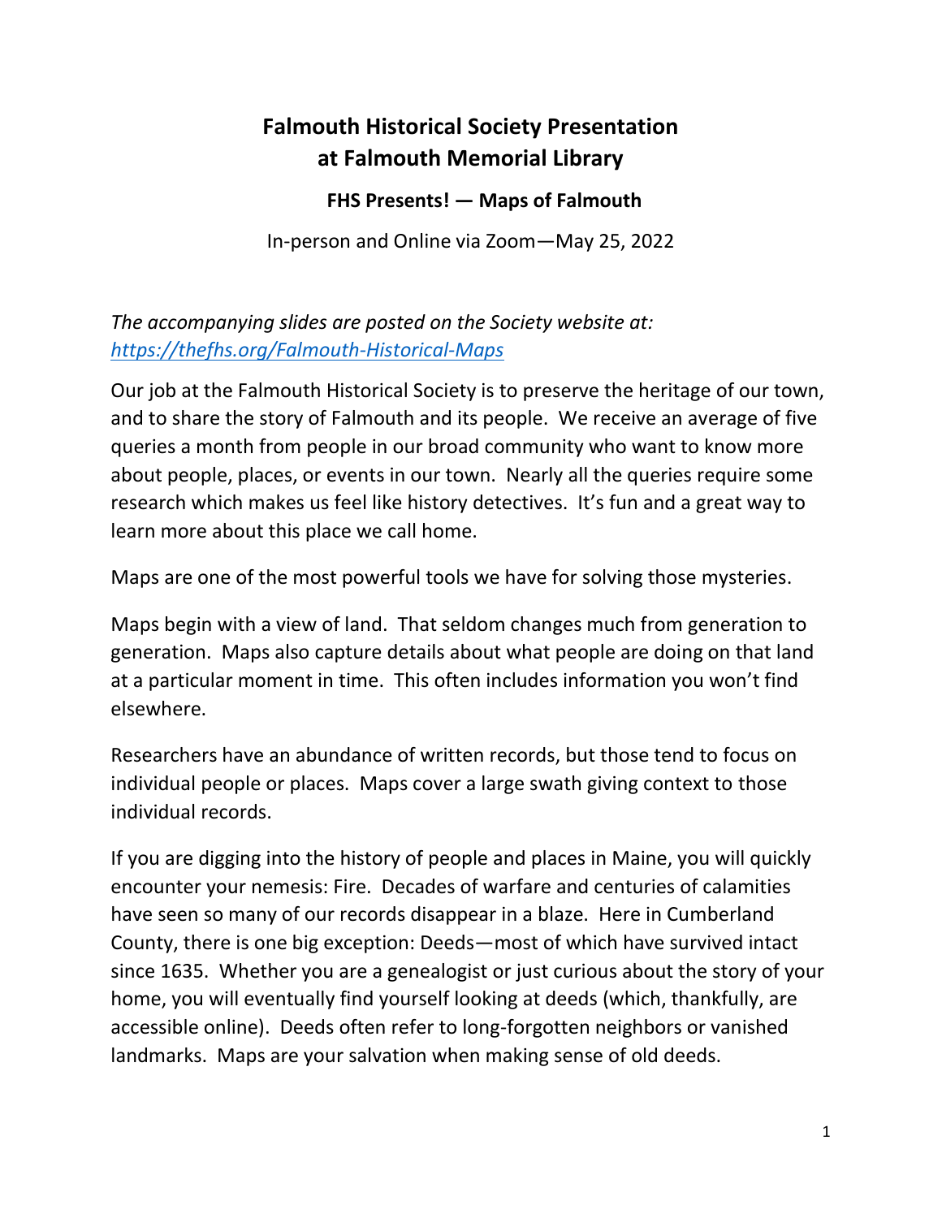# Falmouth Historical Society Presentation at Falmouth Memorial Library

## FHS Presents! — Maps of Falmouth

In-person and Online via Zoom—May 25, 2022

*The accompanying slides are posted on the Society website at:* *https://thefhs.org/Falmouth-Historical-Maps*

Our job at the Falmouth Historical Society is to preserve the heritage of our town, and to share the story of Falmouth and its people. We receive an average of five queries a month from people in our broad community who want to know more about people, places, or events in our town. Nearly all the queries require some research which makes us feel like history detectives. It's fun and a great way to learn more about this place we call home.

Maps are one of the most powerful tools we have for solving those mysteries.

Maps begin with a view of land. That seldom changes much from generation to generation. Maps also capture details about what people are doing on that land at a particular moment in time. This often includes information you won't find elsewhere.

Researchers have an abundance of written records, but those tend to focus on individual people or places. Maps cover a large swath giving context to those individual records.

If you are digging into the history of people and places in Maine, you will quickly encounter your nemesis: Fire. Decades of warfare and centuries of calamities have seen so many of our records disappear in a blaze. Here in Cumberland County, there is one big exception: Deeds—most of which have survived intact since 1635. Whether you are a genealogist or just curious about the story of your home, you will eventually find yourself looking at deeds (which, thankfully, are accessible online). Deeds often refer to long-forgotten neighbors or vanished landmarks. Maps are your salvation when making sense of old deeds.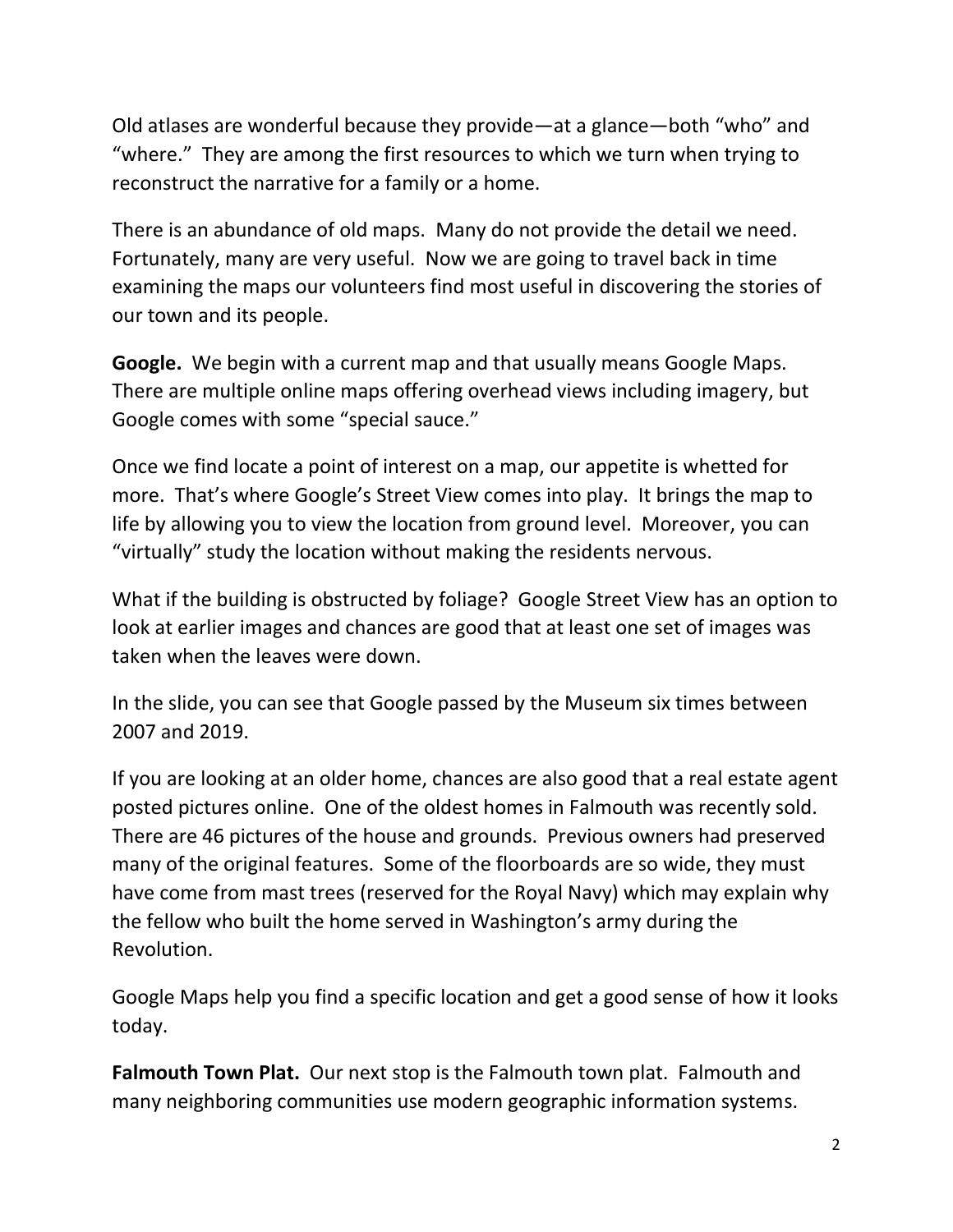Old atlases are wonderful because they provide—at a glance—both "who" and "where." They are among the first resources to which we turn when trying to reconstruct the narrative for a family or a home.

There is an abundance of old maps. Many do not provide the detail we need. Fortunately, many are very useful. Now we are going to travel back in time examining the maps our volunteers find most useful in discovering the stories of our town and its people.

**Google.** We begin with a current map and that usually means Google Maps. There are multiple online maps offering overhead views including imagery, but Google comes with some "special sauce."

Once we find locate a point of interest on a map, our appetite is whetted for more. That's where Google's Street View comes into play. It brings the map to life by allowing you to view the location from ground level. Moreover, you can "virtually" study the location without making the residents nervous.

What if the building is obstructed by foliage? Google Street View has an option to look at earlier images and chances are good that at least one set of images was taken when the leaves were down.

In the slide, you can see that Google passed by the Museum six times between 2007 and 2019.

If you are looking at an older home, chances are also good that a real estate agent posted pictures online. One of the oldest homes in Falmouth was recently sold. There are 46 pictures of the house and grounds. Previous owners had preserved many of the original features. Some of the floorboards are so wide, they must have come from mast trees (reserved for the Royal Navy) which may explain why the fellow who built the home served in Washington's army during the Revolution.

Google Maps help you find a specific location and get a good sense of how it looks today.

**Falmouth Town Plat.** Our next stop is the Falmouth town plat. Falmouth and many neighboring communities use modern geographic information systems.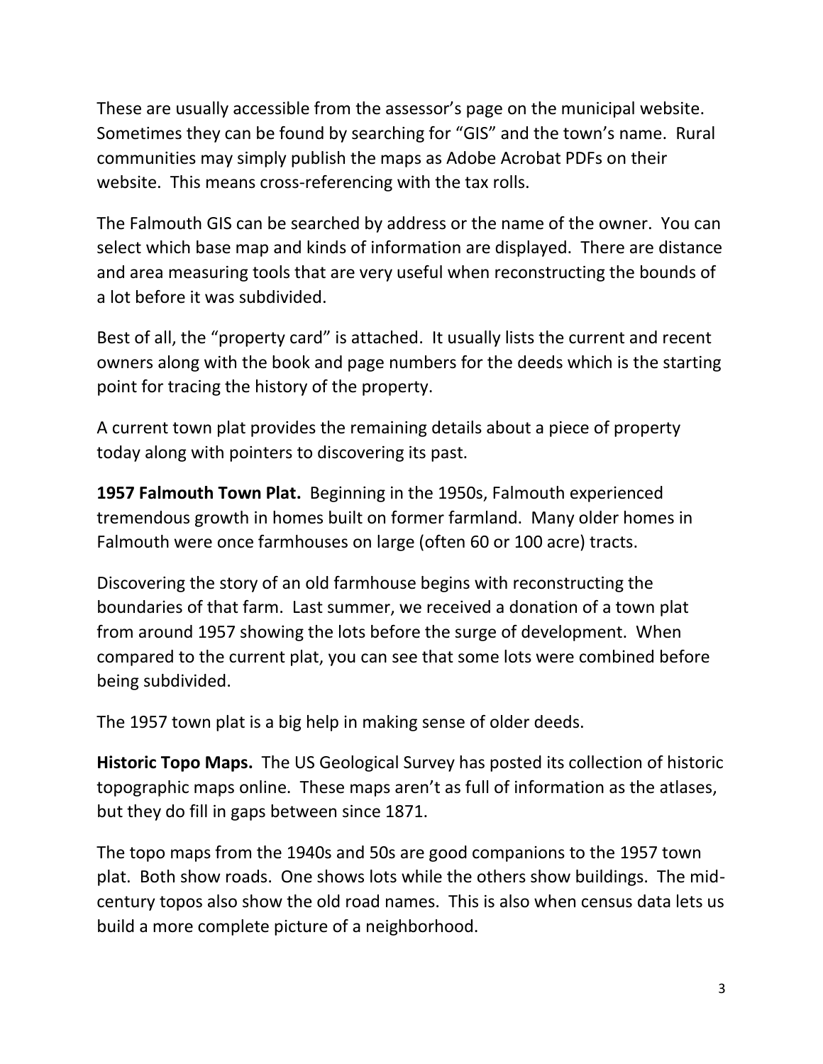These are usually accessible from the assessor's page on the municipal website. Sometimes they can be found by searching for "GIS" and the town's name. Rural communities may simply publish the maps as Adobe Acrobat PDFs on their website. This means cross-referencing with the tax rolls.

The Falmouth GIS can be searched by address or the name of the owner. You can select which base map and kinds of information are displayed. There are distance and area measuring tools that are very useful when reconstructing the bounds of a lot before it was subdivided.

Best of all, the "property card" is attached. It usually lists the current and recent owners along with the book and page numbers for the deeds which is the starting point for tracing the history of the property.

A current town plat provides the remaining details about a piece of property today along with pointers to discovering its past.

**1957 Falmouth Town Plat.** Beginning in the 1950s, Falmouth experienced tremendous growth in homes built on former farmland. Many older homes in Falmouth were once farmhouses on large (often 60 or 100 acre) tracts.

Discovering the story of an old farmhouse begins with reconstructing the boundaries of that farm. Last summer, we received a donation of a town plat from around 1957 showing the lots before the surge of development. When compared to the current plat, you can see that some lots were combined before being subdivided.

The 1957 town plat is a big help in making sense of older deeds.

**Historic Topo Maps.** The US Geological Survey has posted its collection of historic topographic maps online. These maps aren't as full of information as the atlases, but they do fill in gaps between since 1871.

The topo maps from the 1940s and 50s are good companions to the 1957 town plat. Both show roads. One shows lots while the others show buildings. The mid-century topos also show the old road names. This is also when census data lets us build a more complete picture of a neighborhood.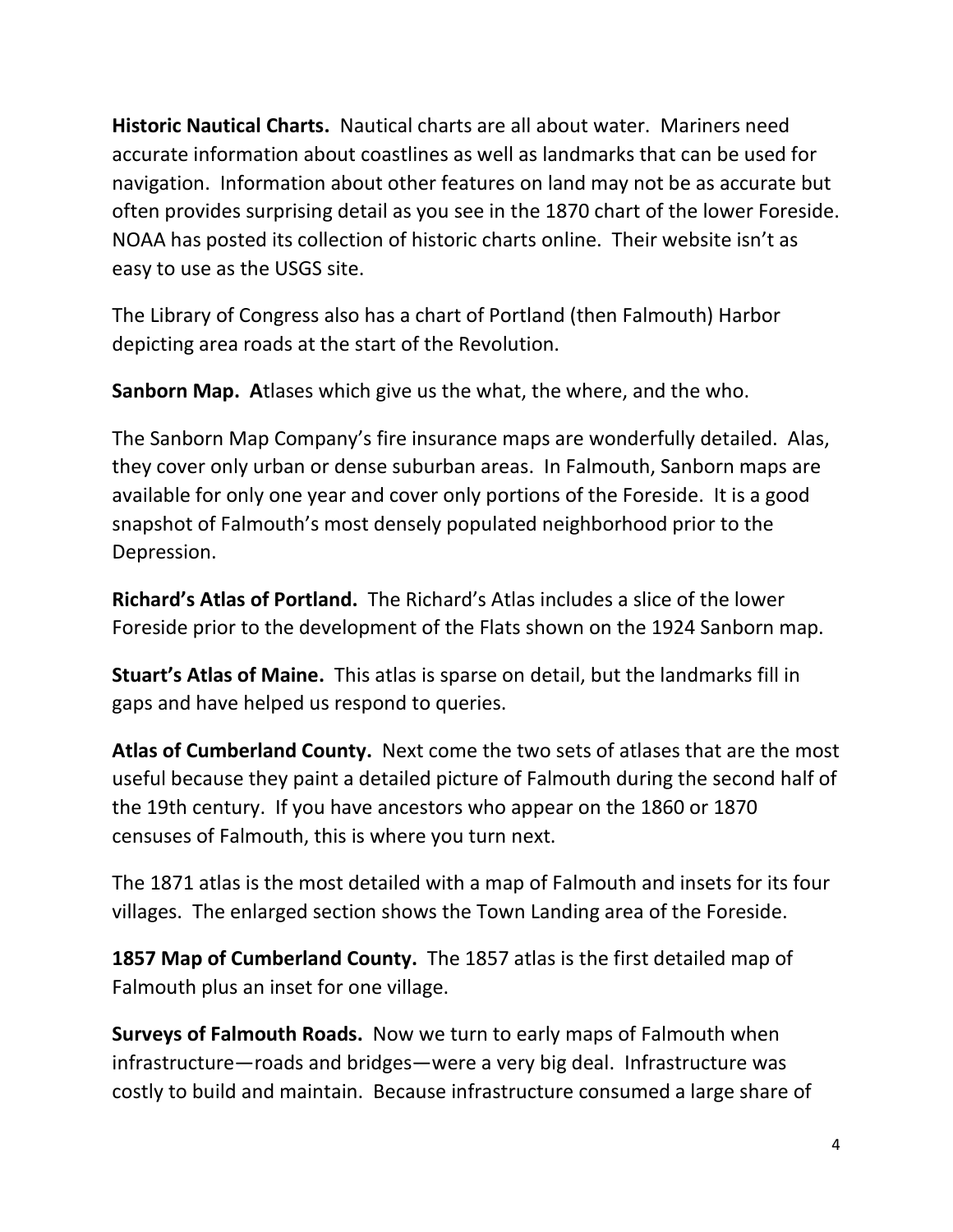**Historic Nautical Charts.** Nautical charts are all about water. Mariners need accurate information about coastlines as well as landmarks that can be used for navigation. Information about other features on land may not be as accurate but often provides surprising detail as you see in the 1870 chart of the lower Foreside. NOAA has posted its collection of historic charts online. Their website isn't as easy to use as the USGS site.

The Library of Congress also has a chart of Portland (then Falmouth) Harbor depicting area roads at the start of the Revolution.

**Sanborn Map. A**tlases which give us the what, the where, and the who.

The Sanborn Map Company's fire insurance maps are wonderfully detailed. Alas, they cover only urban or dense suburban areas. In Falmouth, Sanborn maps are available for only one year and cover only portions of the Foreside. It is a good snapshot of Falmouth's most densely populated neighborhood prior to the Depression.

**Richard's Atlas of Portland.** The Richard's Atlas includes a slice of the lower Foreside prior to the development of the Flats shown on the 1924 Sanborn map.

**Stuart's Atlas of Maine.** This atlas is sparse on detail, but the landmarks fill in gaps and have helped us respond to queries.

**Atlas of Cumberland County.** Next come the two sets of atlases that are the most useful because they paint a detailed picture of Falmouth during the second half of the 19th century. If you have ancestors who appear on the 1860 or 1870 censuses of Falmouth, this is where you turn next.

The 1871 atlas is the most detailed with a map of Falmouth and insets for its four villages. The enlarged section shows the Town Landing area of the Foreside.

**1857 Map of Cumberland County.** The 1857 atlas is the first detailed map of Falmouth plus an inset for one village.

**Surveys of Falmouth Roads.** Now we turn to early maps of Falmouth when infrastructure—roads and bridges—were a very big deal. Infrastructure was costly to build and maintain. Because infrastructure consumed a large share of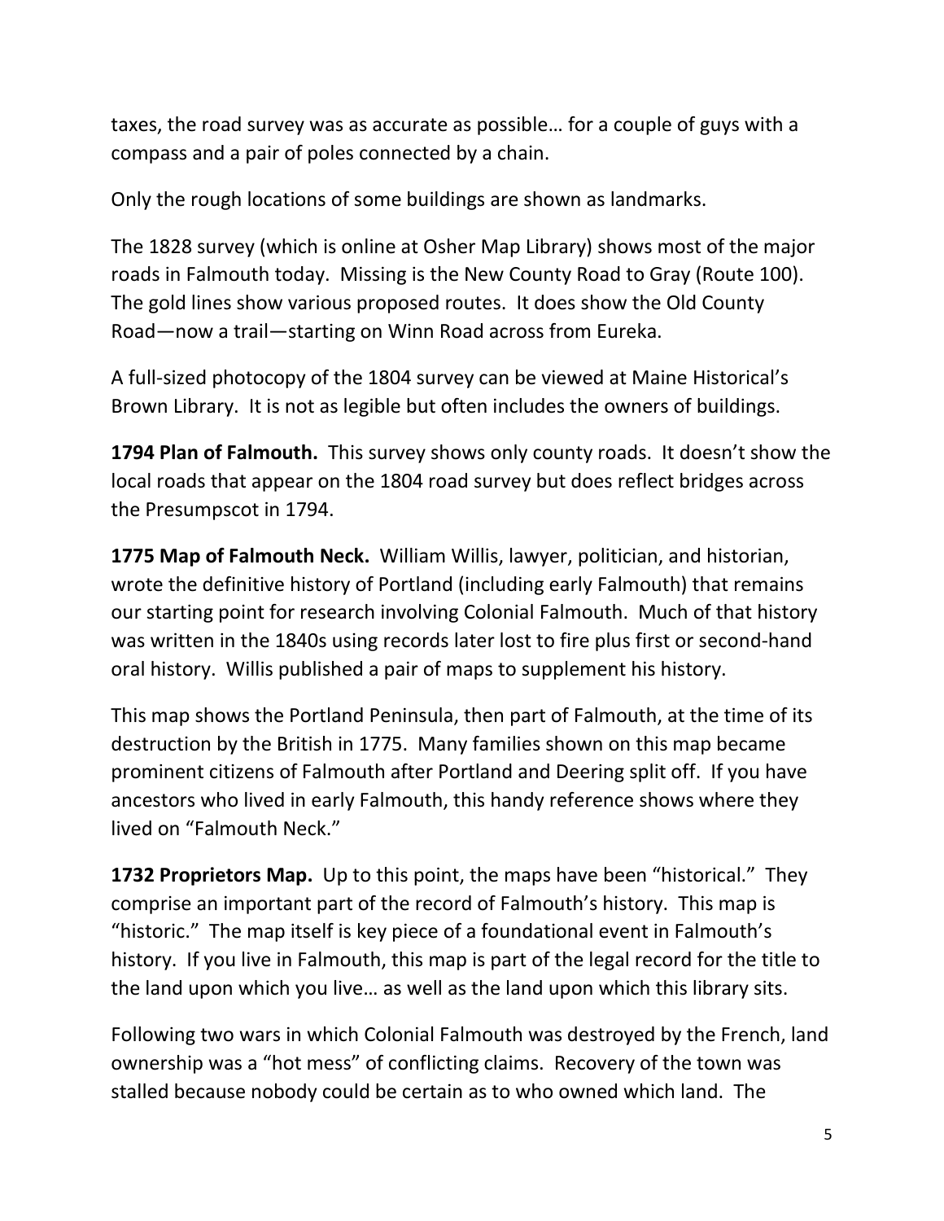taxes, the road survey was as accurate as possible… for a couple of guys with a compass and a pair of poles connected by a chain.

Only the rough locations of some buildings are shown as landmarks.

The 1828 survey (which is online at Osher Map Library) shows most of the major roads in Falmouth today. Missing is the New County Road to Gray (Route 100). The gold lines show various proposed routes. It does show the Old County Road—now a trail—starting on Winn Road across from Eureka.

A full-sized photocopy of the 1804 survey can be viewed at Maine Historical's Brown Library. It is not as legible but often includes the owners of buildings.

**1794 Plan of Falmouth.** This survey shows only county roads. It doesn't show the local roads that appear on the 1804 road survey but does reflect bridges across the Presumpscot in 1794.

**1775 Map of Falmouth Neck.** William Willis, lawyer, politician, and historian, wrote the definitive history of Portland (including early Falmouth) that remains our starting point for research involving Colonial Falmouth. Much of that history was written in the 1840s using records later lost to fire plus first or second-hand oral history. Willis published a pair of maps to supplement his history.

This map shows the Portland Peninsula, then part of Falmouth, at the time of its destruction by the British in 1775. Many families shown on this map became prominent citizens of Falmouth after Portland and Deering split off. If you have ancestors who lived in early Falmouth, this handy reference shows where they lived on "Falmouth Neck."

**1732 Proprietors Map.** Up to this point, the maps have been "historical." They comprise an important part of the record of Falmouth's history. This map is "historic." The map itself is key piece of a foundational event in Falmouth's history. If you live in Falmouth, this map is part of the legal record for the title to the land upon which you live… as well as the land upon which this library sits.

Following two wars in which Colonial Falmouth was destroyed by the French, land ownership was a "hot mess" of conflicting claims. Recovery of the town was stalled because nobody could be certain as to who owned which land. The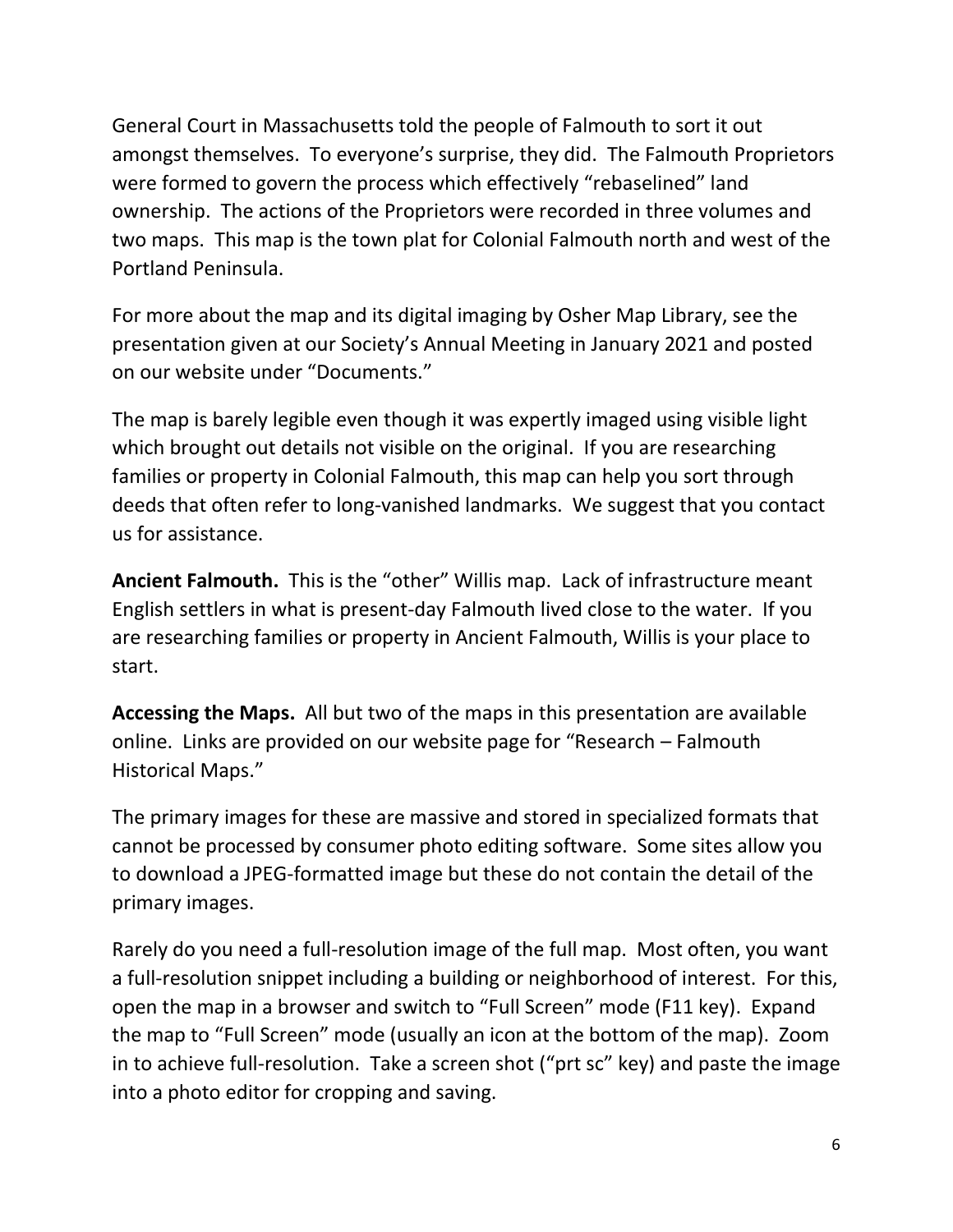General Court in Massachusetts told the people of Falmouth to sort it out amongst themselves. To everyone's surprise, they did. The Falmouth Proprietors were formed to govern the process which effectively "rebaselined" land ownership. The actions of the Proprietors were recorded in three volumes and two maps. This map is the town plat for Colonial Falmouth north and west of the Portland Peninsula.

For more about the map and its digital imaging by Osher Map Library, see the presentation given at our Society's Annual Meeting in January 2021 and posted on our website under "Documents."

The map is barely legible even though it was expertly imaged using visible light which brought out details not visible on the original. If you are researching families or property in Colonial Falmouth, this map can help you sort through deeds that often refer to long-vanished landmarks. We suggest that you contact us for assistance.

**Ancient Falmouth.** This is the "other" Willis map. Lack of infrastructure meant English settlers in what is present-day Falmouth lived close to the water. If you are researching families or property in Ancient Falmouth, Willis is your place to start.

**Accessing the Maps.** All but two of the maps in this presentation are available online. Links are provided on our website page for "Research – Falmouth Historical Maps."

The primary images for these are massive and stored in specialized formats that cannot be processed by consumer photo editing software. Some sites allow you to download a JPEG-formatted image but these do not contain the detail of the primary images.

Rarely do you need a full-resolution image of the full map. Most often, you want a full-resolution snippet including a building or neighborhood of interest. For this, open the map in a browser and switch to "Full Screen" mode (F11 key). Expand the map to "Full Screen" mode (usually an icon at the bottom of the map). Zoom in to achieve full-resolution. Take a screen shot ("prt sc" key) and paste the image into a photo editor for cropping and saving.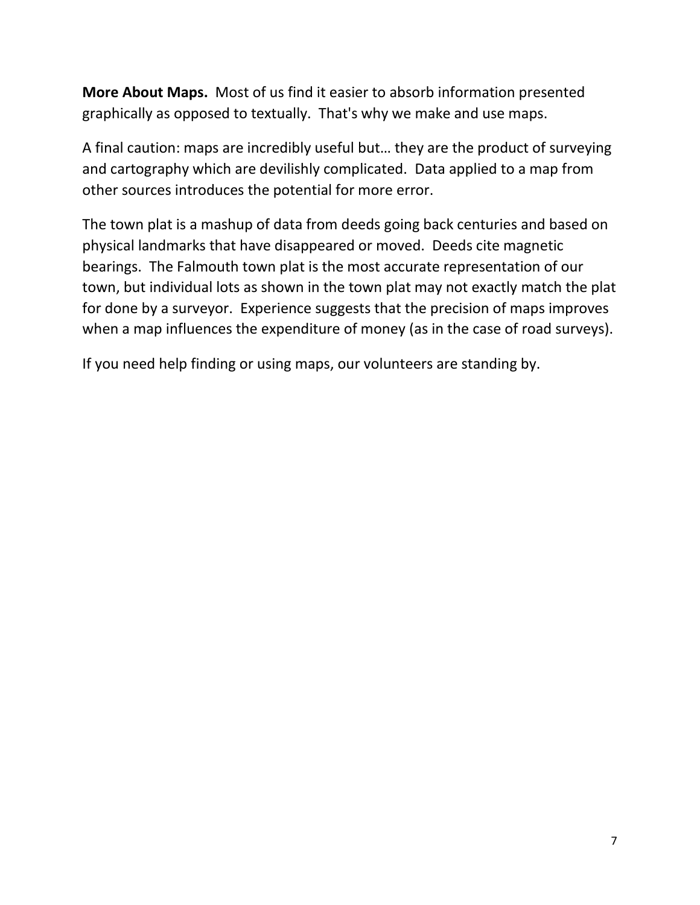**More About Maps.** Most of us find it easier to absorb information presented graphically as opposed to textually. That's why we make and use maps.

A final caution: maps are incredibly useful but… they are the product of surveying and cartography which are devilishly complicated. Data applied to a map from other sources introduces the potential for more error.

The town plat is a mashup of data from deeds going back centuries and based on physical landmarks that have disappeared or moved. Deeds cite magnetic bearings. The Falmouth town plat is the most accurate representation of our town, but individual lots as shown in the town plat may not exactly match the plat for done by a surveyor. Experience suggests that the precision of maps improves when a map influences the expenditure of money (as in the case of road surveys).

If you need help finding or using maps, our volunteers are standing by.